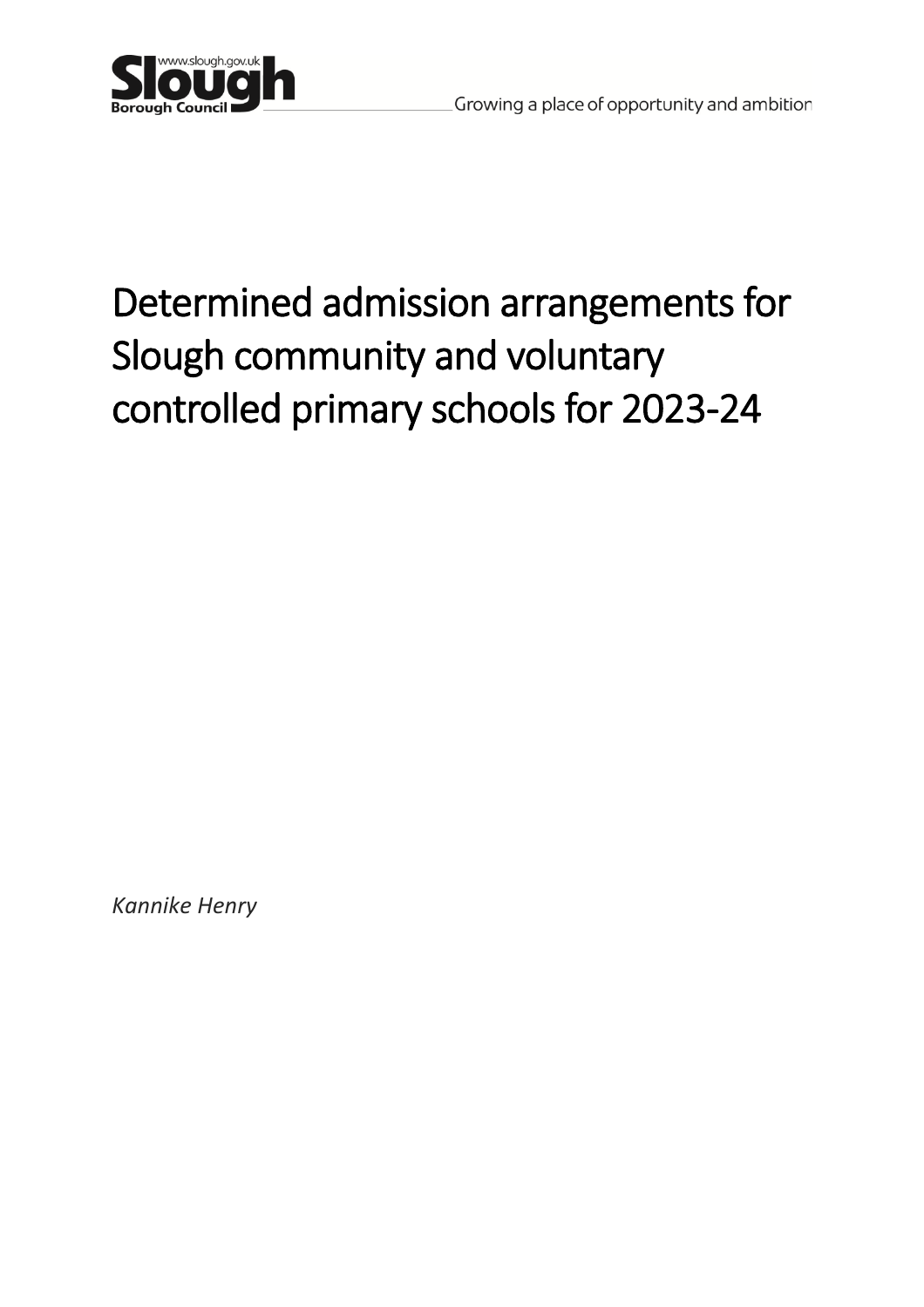www.slough.gov.uk

Slough Borough Council

Growing a place of opportunity and ambition

# Determined admission arrangements for Slough community and voluntary controlled primary schools for 2023-24

*Kannike Henry*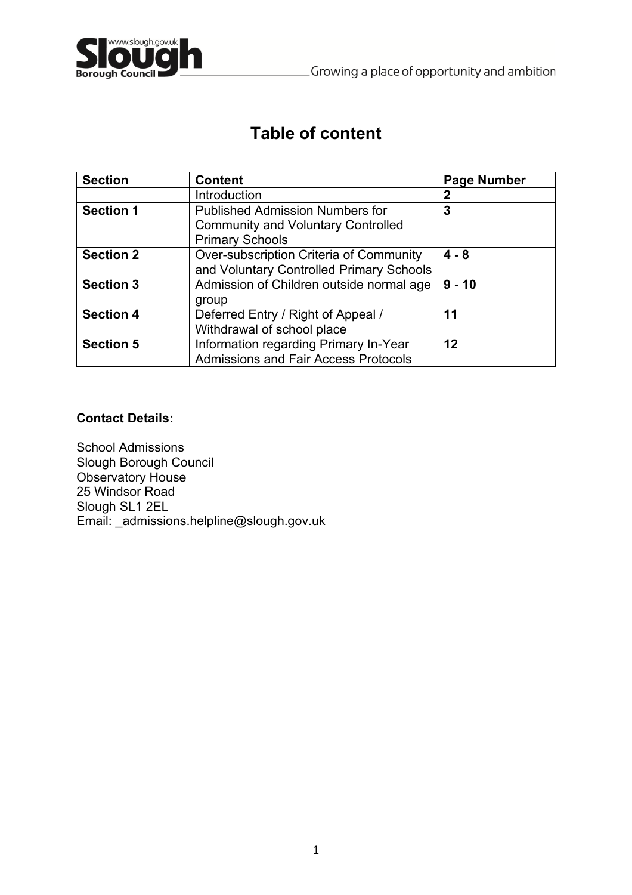# Table of content

| Section | Content | Page Number |
| --- | --- | --- |
| | Introduction | **2** |
| **Section 1** | Published Admission Numbers for Community and Voluntary Controlled Primary Schools | **3** |
| **Section 2** | Over-subscription Criteria of Community and Voluntary Controlled Primary Schools | **4 - 8** |
| **Section 3** | Admission of Children outside normal age group | **9 - 10** |
| **Section 4** | Deferred Entry / Right of Appeal / Withdrawal of school place | **11** |
| **Section 5** | Information regarding Primary In-Year Admissions and Fair Access Protocols | **12** |

**Contact Details:**

School Admissions
Slough Borough Council
Observatory House
25 Windsor Road
Slough SL1 2EL
Email: _admissions.helpline@slough.gov.uk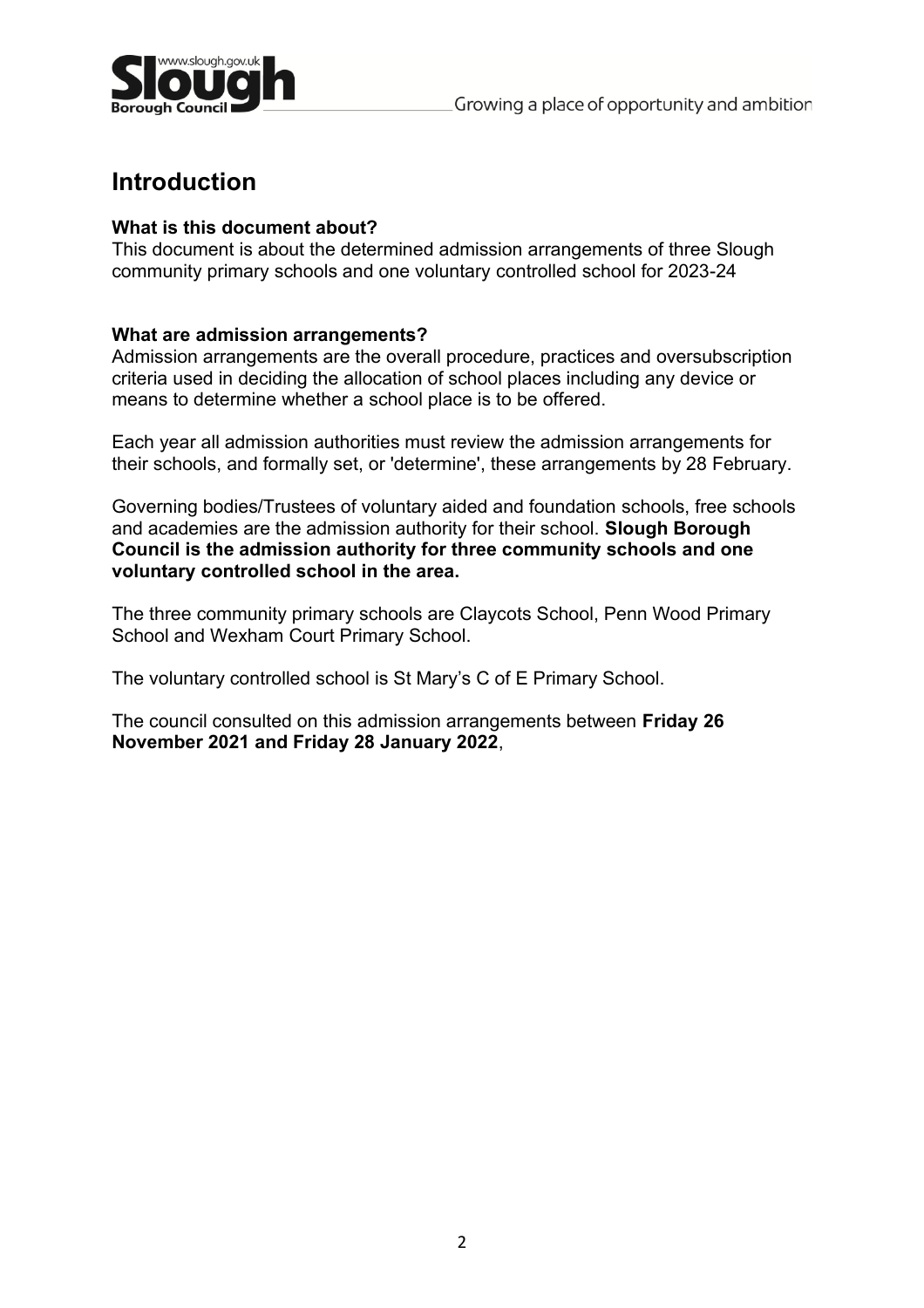# Introduction

**What is this document about?**
This document is about the determined admission arrangements of three Slough community primary schools and one voluntary controlled school for 2023-24

**What are admission arrangements?**
Admission arrangements are the overall procedure, practices and oversubscription criteria used in deciding the allocation of school places including any device or means to determine whether a school place is to be offered.

Each year all admission authorities must review the admission arrangements for their schools, and formally set, or 'determine', these arrangements by 28 February.

Governing bodies/Trustees of voluntary aided and foundation schools, free schools and academies are the admission authority for their school. **Slough Borough Council is the admission authority for three community schools and one voluntary controlled school in the area.**

The three community primary schools are Claycots School, Penn Wood Primary School and Wexham Court Primary School.

The voluntary controlled school is St Mary's C of E Primary School.

The council consulted on this admission arrangements between **Friday 26 November 2021 and Friday 28 January 2022**,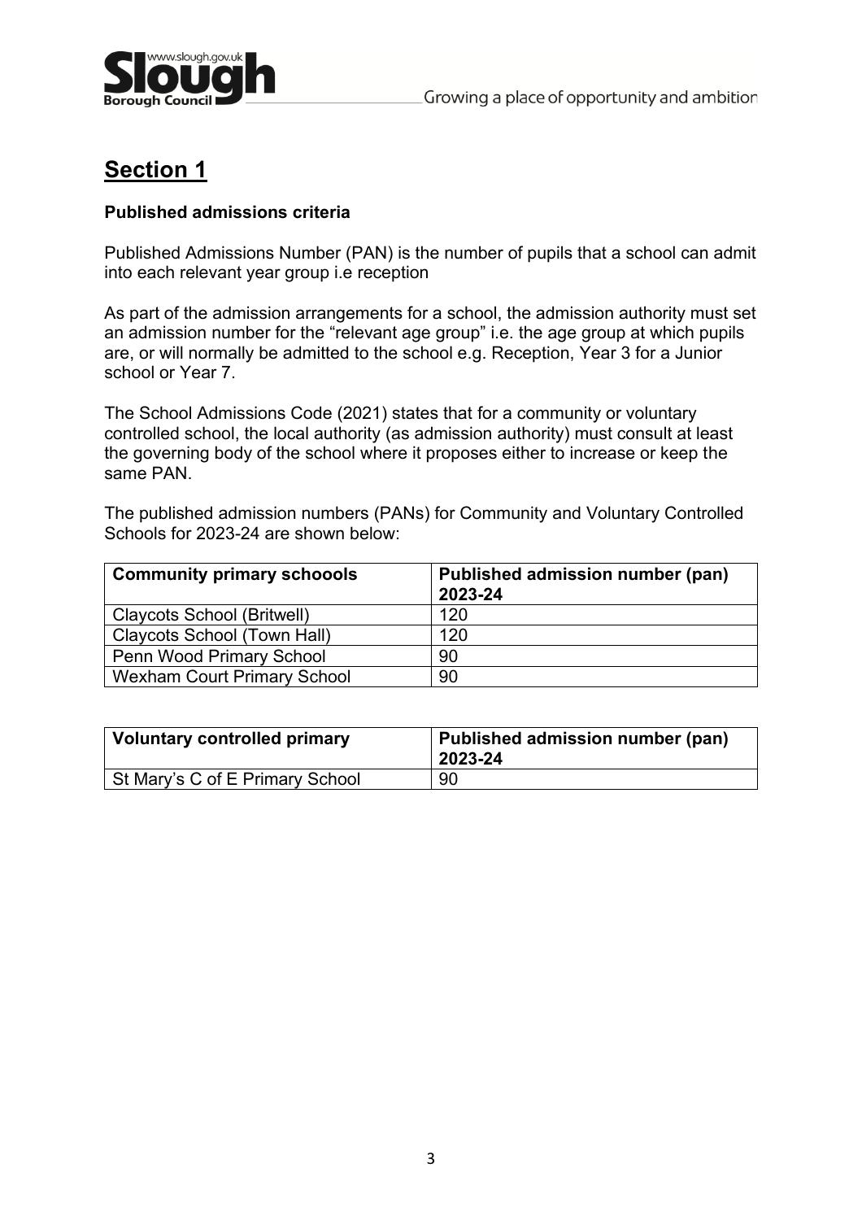# Section 1

**Published admissions criteria**

Published Admissions Number (PAN) is the number of pupils that a school can admit into each relevant year group i.e reception

As part of the admission arrangements for a school, the admission authority must set an admission number for the "relevant age group" i.e. the age group at which pupils are, or will normally be admitted to the school e.g. Reception, Year 3 for a Junior school or Year 7.

The School Admissions Code (2021) states that for a community or voluntary controlled school, the local authority (as admission authority) must consult at least the governing body of the school where it proposes either to increase or keep the same PAN.

The published admission numbers (PANs) for Community and Voluntary Controlled Schools for 2023-24 are shown below:

| Community primary schoools | Published admission number (pan) 2023-24 |
|---|---|
| Claycots School (Britwell) | 120 |
| Claycots School (Town Hall) | 120 |
| Penn Wood Primary School | 90 |
| Wexham Court Primary School | 90 |

| Voluntary controlled primary | Published admission number (pan) 2023-24 |
|---|---|
| St Mary's C of E Primary School | 90 |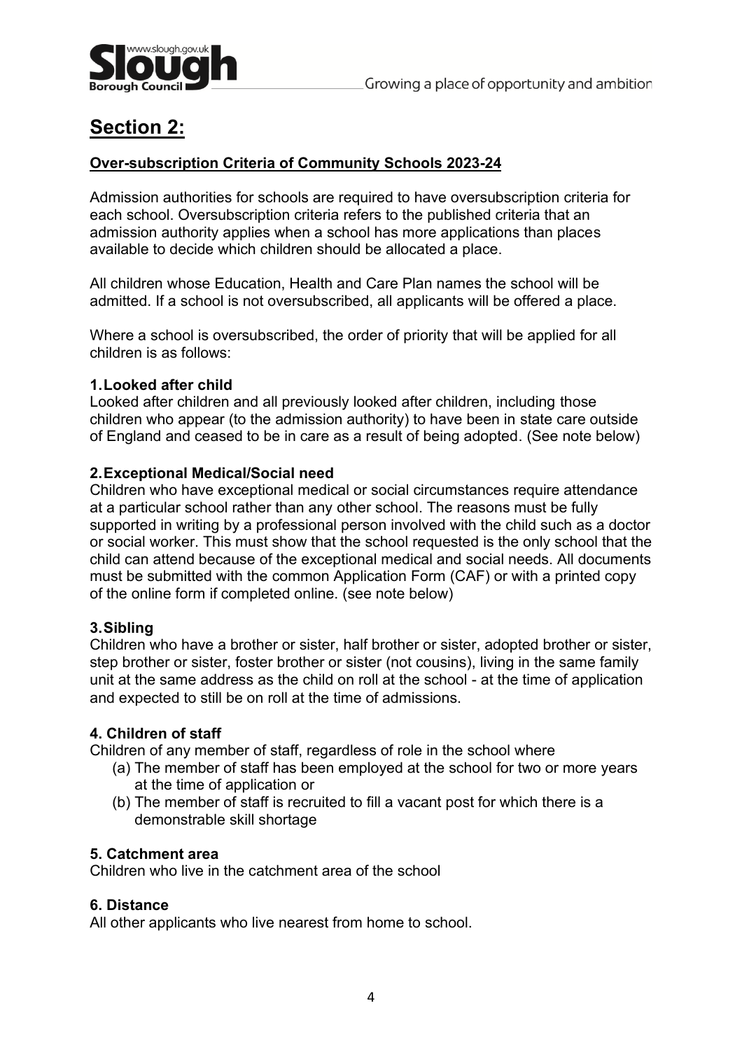## Section 2:

**Over-subscription Criteria of Community Schools 2023-24**

Admission authorities for schools are required to have oversubscription criteria for each school. Oversubscription criteria refers to the published criteria that an admission authority applies when a school has more applications than places available to decide which children should be allocated a place.

All children whose Education, Health and Care Plan names the school will be admitted. If a school is not oversubscribed, all applicants will be offered a place.

Where a school is oversubscribed, the order of priority that will be applied for all children is as follows:

**1. Looked after child**

Looked after children and all previously looked after children, including those children who appear (to the admission authority) to have been in state care outside of England and ceased to be in care as a result of being adopted. (See note below)

**2. Exceptional Medical/Social need**

Children who have exceptional medical or social circumstances require attendance at a particular school rather than any other school. The reasons must be fully supported in writing by a professional person involved with the child such as a doctor or social worker. This must show that the school requested is the only school that the child can attend because of the exceptional medical and social needs. All documents must be submitted with the common Application Form (CAF) or with a printed copy of the online form if completed online. (see note below)

**3. Sibling**

Children who have a brother or sister, half brother or sister, adopted brother or sister, step brother or sister, foster brother or sister (not cousins), living in the same family unit at the same address as the child on roll at the school - at the time of application and expected to still be on roll at the time of admissions.

**4. Children of staff**

Children of any member of staff, regardless of role in the school where

(a) The member of staff has been employed at the school for two or more years at the time of application or
(b) The member of staff is recruited to fill a vacant post for which there is a demonstrable skill shortage

**5. Catchment area**

Children who live in the catchment area of the school

**6. Distance**

All other applicants who live nearest from home to school.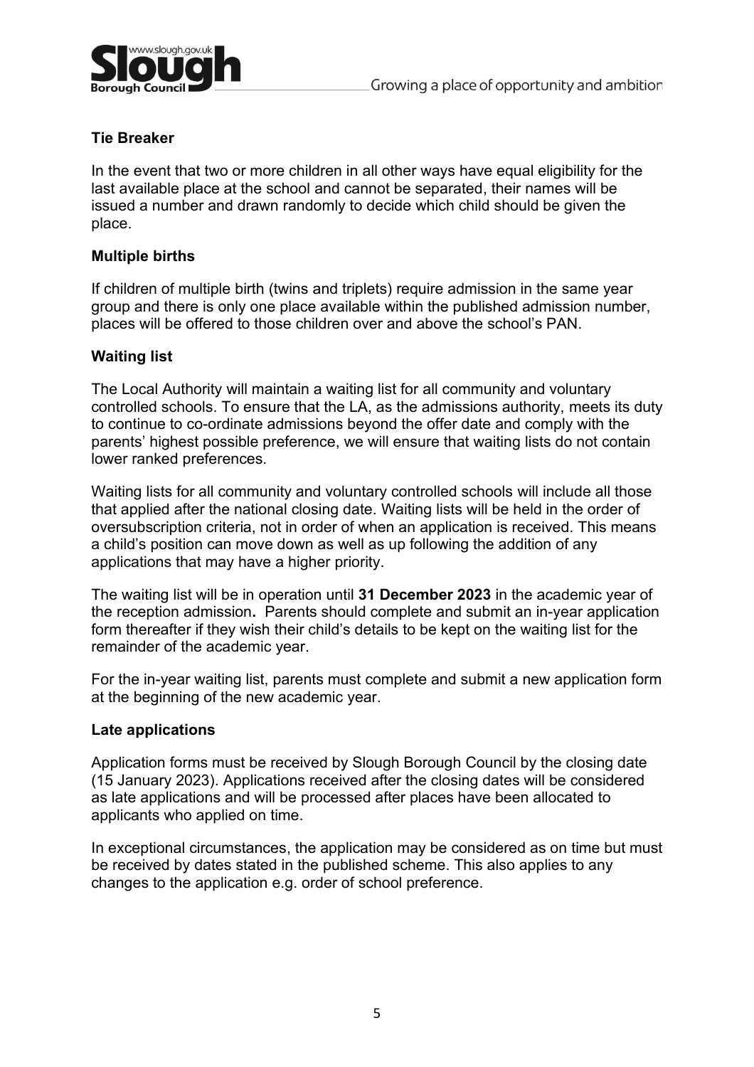**Tie Breaker**

In the event that two or more children in all other ways have equal eligibility for the last available place at the school and cannot be separated, their names will be issued a number and drawn randomly to decide which child should be given the place.

**Multiple births**

If children of multiple birth (twins and triplets) require admission in the same year group and there is only one place available within the published admission number, places will be offered to those children over and above the school's PAN.

**Waiting list**

The Local Authority will maintain a waiting list for all community and voluntary controlled schools. To ensure that the LA, as the admissions authority, meets its duty to continue to co-ordinate admissions beyond the offer date and comply with the parents' highest possible preference, we will ensure that waiting lists do not contain lower ranked preferences.

Waiting lists for all community and voluntary controlled schools will include all those that applied after the national closing date. Waiting lists will be held in the order of oversubscription criteria, not in order of when an application is received. This means a child's position can move down as well as up following the addition of any applications that may have a higher priority.

The waiting list will be in operation until **31 December 2023** in the academic year of the reception admission**.** Parents should complete and submit an in-year application form thereafter if they wish their child's details to be kept on the waiting list for the remainder of the academic year.

For the in-year waiting list, parents must complete and submit a new application form at the beginning of the new academic year.

**Late applications**

Application forms must be received by Slough Borough Council by the closing date (15 January 2023). Applications received after the closing dates will be considered as late applications and will be processed after places have been allocated to applicants who applied on time.

In exceptional circumstances, the application may be considered as on time but must be received by dates stated in the published scheme. This also applies to any changes to the application e.g. order of school preference.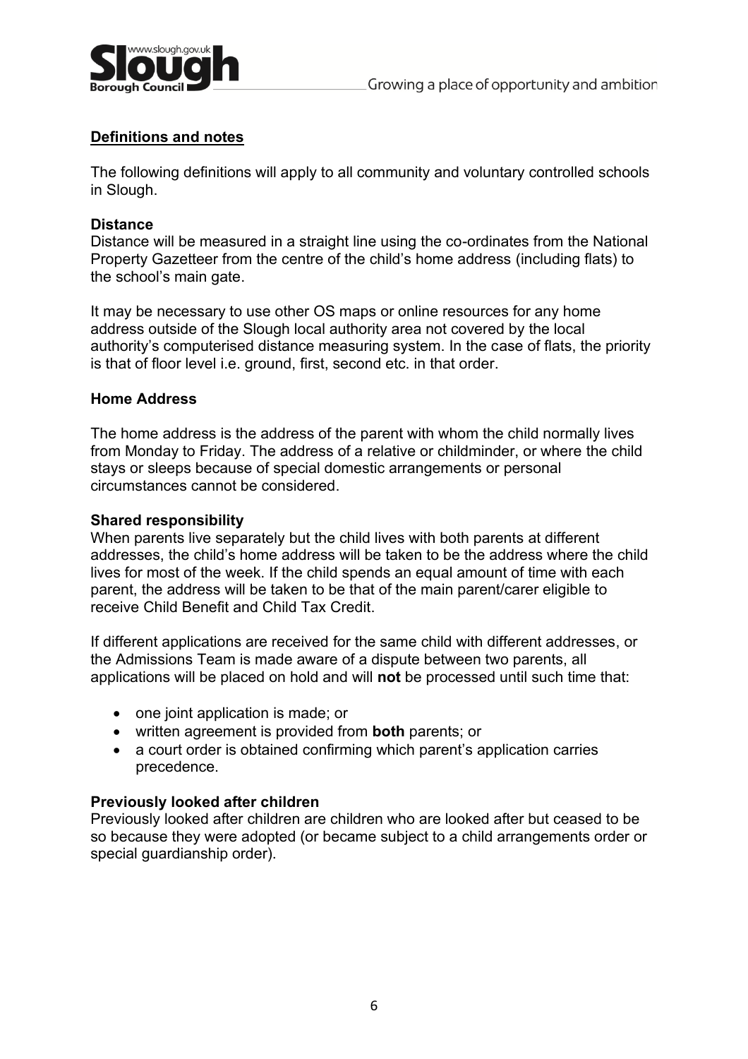## Definitions and notes

The following definitions will apply to all community and voluntary controlled schools in Slough.

### Distance

Distance will be measured in a straight line using the co-ordinates from the National Property Gazetteer from the centre of the child's home address (including flats) to the school's main gate.

It may be necessary to use other OS maps or online resources for any home address outside of the Slough local authority area not covered by the local authority's computerised distance measuring system. In the case of flats, the priority is that of floor level i.e. ground, first, second etc. in that order.

### Home Address

The home address is the address of the parent with whom the child normally lives from Monday to Friday. The address of a relative or childminder, or where the child stays or sleeps because of special domestic arrangements or personal circumstances cannot be considered.

### Shared responsibility

When parents live separately but the child lives with both parents at different addresses, the child's home address will be taken to be the address where the child lives for most of the week. If the child spends an equal amount of time with each parent, the address will be taken to be that of the main parent/carer eligible to receive Child Benefit and Child Tax Credit.

If different applications are received for the same child with different addresses, or the Admissions Team is made aware of a dispute between two parents, all applications will be placed on hold and will **not** be processed until such time that:

- one joint application is made; or
- written agreement is provided from **both** parents; or
- a court order is obtained confirming which parent's application carries precedence.

### Previously looked after children

Previously looked after children are children who are looked after but ceased to be so because they were adopted (or became subject to a child arrangements order or special guardianship order).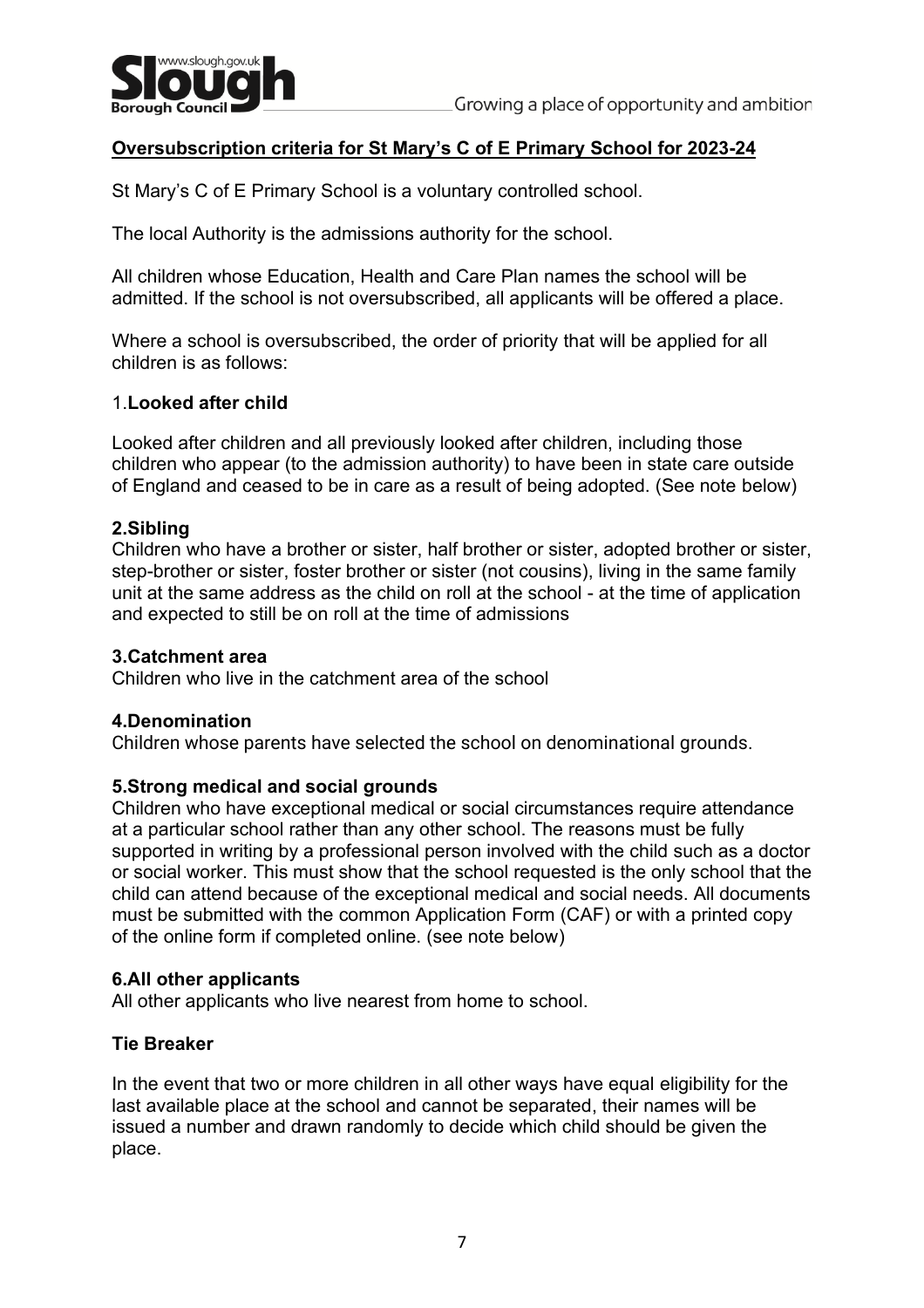## Oversubscription criteria for St Mary's C of E Primary School for 2023-24

St Mary's C of E Primary School is a voluntary controlled school.

The local Authority is the admissions authority for the school.

All children whose Education, Health and Care Plan names the school will be admitted. If the school is not oversubscribed, all applicants will be offered a place.

Where a school is oversubscribed, the order of priority that will be applied for all children is as follows:

### 1.Looked after child

Looked after children and all previously looked after children, including those children who appear (to the admission authority) to have been in state care outside of England and ceased to be in care as a result of being adopted. (See note below)

### 2.Sibling

Children who have a brother or sister, half brother or sister, adopted brother or sister, step-brother or sister, foster brother or sister (not cousins), living in the same family unit at the same address as the child on roll at the school - at the time of application and expected to still be on roll at the time of admissions

### 3.Catchment area

Children who live in the catchment area of the school

### 4.Denomination

Children whose parents have selected the school on denominational grounds.

### 5.Strong medical and social grounds

Children who have exceptional medical or social circumstances require attendance at a particular school rather than any other school. The reasons must be fully supported in writing by a professional person involved with the child such as a doctor or social worker. This must show that the school requested is the only school that the child can attend because of the exceptional medical and social needs. All documents must be submitted with the common Application Form (CAF) or with a printed copy of the online form if completed online. (see note below)

### 6.All other applicants

All other applicants who live nearest from home to school.

### Tie Breaker

In the event that two or more children in all other ways have equal eligibility for the last available place at the school and cannot be separated, their names will be issued a number and drawn randomly to decide which child should be given the place.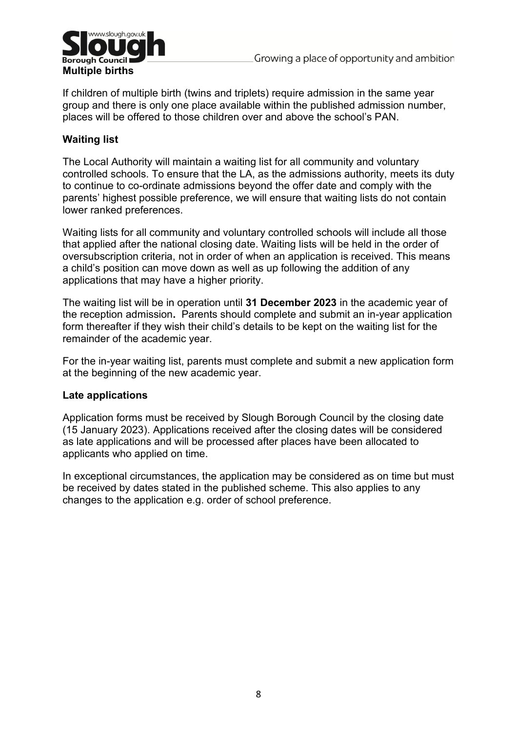**Multiple births**

If children of multiple birth (twins and triplets) require admission in the same year group and there is only one place available within the published admission number, places will be offered to those children over and above the school's PAN.

**Waiting list**

The Local Authority will maintain a waiting list for all community and voluntary controlled schools. To ensure that the LA, as the admissions authority, meets its duty to continue to co-ordinate admissions beyond the offer date and comply with the parents' highest possible preference, we will ensure that waiting lists do not contain lower ranked preferences.

Waiting lists for all community and voluntary controlled schools will include all those that applied after the national closing date. Waiting lists will be held in the order of oversubscription criteria, not in order of when an application is received. This means a child's position can move down as well as up following the addition of any applications that may have a higher priority.

The waiting list will be in operation until **31 December 2023** in the academic year of the reception admission**.** Parents should complete and submit an in-year application form thereafter if they wish their child's details to be kept on the waiting list for the remainder of the academic year.

For the in-year waiting list, parents must complete and submit a new application form at the beginning of the new academic year.

**Late applications**

Application forms must be received by Slough Borough Council by the closing date (15 January 2023). Applications received after the closing dates will be considered as late applications and will be processed after places have been allocated to applicants who applied on time.

In exceptional circumstances, the application may be considered as on time but must be received by dates stated in the published scheme. This also applies to any changes to the application e.g. order of school preference.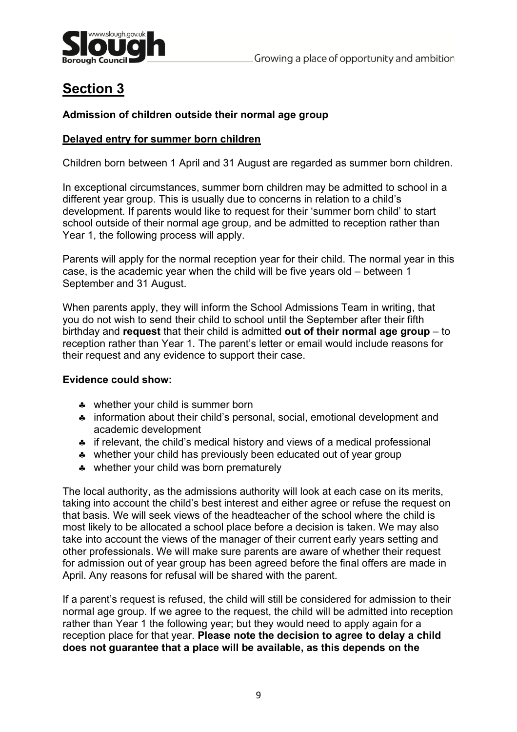# Section 3

**Admission of children outside their normal age group**

**Delayed entry for summer born children**

Children born between 1 April and 31 August are regarded as summer born children.

In exceptional circumstances, summer born children may be admitted to school in a different year group. This is usually due to concerns in relation to a child's development. If parents would like to request for their 'summer born child' to start school outside of their normal age group, and be admitted to reception rather than Year 1, the following process will apply.

Parents will apply for the normal reception year for their child. The normal year in this case, is the academic year when the child will be five years old – between 1 September and 31 August.

When parents apply, they will inform the School Admissions Team in writing, that you do not wish to send their child to school until the September after their fifth birthday and **request** that their child is admitted **out of their normal age group** – to reception rather than Year 1. The parent's letter or email would include reasons for their request and any evidence to support their case.

**Evidence could show:**

- whether your child is summer born
- information about their child's personal, social, emotional development and academic development
- if relevant, the child's medical history and views of a medical professional
- whether your child has previously been educated out of year group
- whether your child was born prematurely

The local authority, as the admissions authority will look at each case on its merits, taking into account the child's best interest and either agree or refuse the request on that basis. We will seek views of the headteacher of the school where the child is most likely to be allocated a school place before a decision is taken. We may also take into account the views of the manager of their current early years setting and other professionals. We will make sure parents are aware of whether their request for admission out of year group has been agreed before the final offers are made in April. Any reasons for refusal will be shared with the parent.

If a parent's request is refused, the child will still be considered for admission to their normal age group. If we agree to the request, the child will be admitted into reception rather than Year 1 the following year; but they would need to apply again for a reception place for that year. **Please note the decision to agree to delay a child does not guarantee that a place will be available, as this depends on the**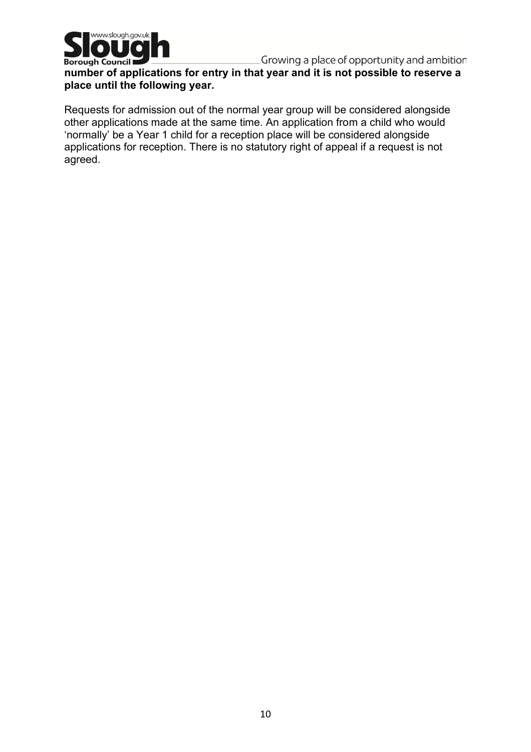**number of applications for entry in that year and it is not possible to reserve a place until the following year.**

Requests for admission out of the normal year group will be considered alongside other applications made at the same time. An application from a child who would 'normally' be a Year 1 child for a reception place will be considered alongside applications for reception. There is no statutory right of appeal if a request is not agreed.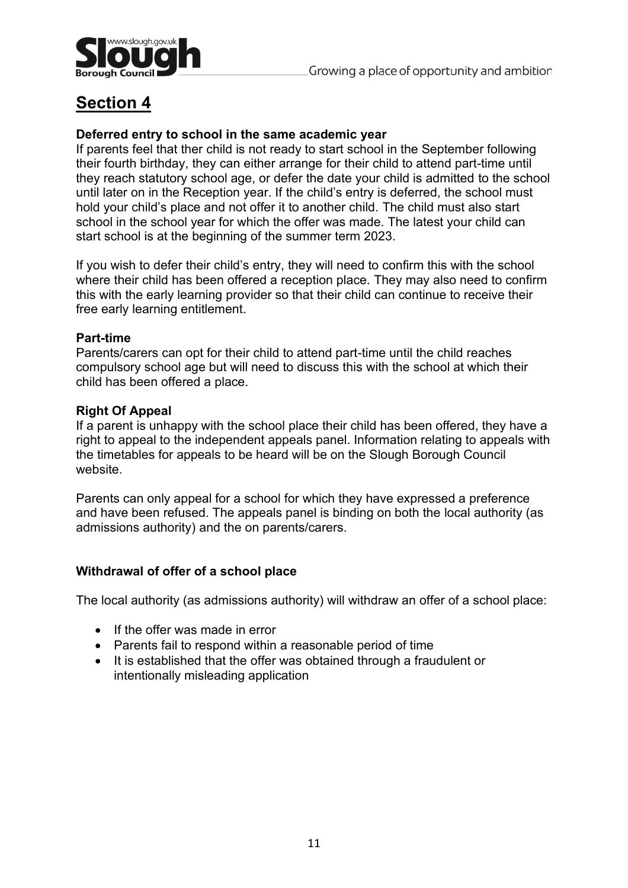# Section 4

**Deferred entry to school in the same academic year**

If parents feel that ther child is not ready to start school in the September following their fourth birthday, they can either arrange for their child to attend part-time until they reach statutory school age, or defer the date your child is admitted to the school until later on in the Reception year. If the child's entry is deferred, the school must hold your child's place and not offer it to another child. The child must also start school in the school year for which the offer was made. The latest your child can start school is at the beginning of the summer term 2023.

If you wish to defer their child's entry, they will need to confirm this with the school where their child has been offered a reception place. They may also need to confirm this with the early learning provider so that their child can continue to receive their free early learning entitlement.

**Part-time**

Parents/carers can opt for their child to attend part-time until the child reaches compulsory school age but will need to discuss this with the school at which their child has been offered a place.

**Right Of Appeal**

If a parent is unhappy with the school place their child has been offered, they have a right to appeal to the independent appeals panel. Information relating to appeals with the timetables for appeals to be heard will be on the Slough Borough Council website.

Parents can only appeal for a school for which they have expressed a preference and have been refused. The appeals panel is binding on both the local authority (as admissions authority) and the on parents/carers.

**Withdrawal of offer of a school place**

The local authority (as admissions authority) will withdraw an offer of a school place:

- If the offer was made in error
- Parents fail to respond within a reasonable period of time
- It is established that the offer was obtained through a fraudulent or intentionally misleading application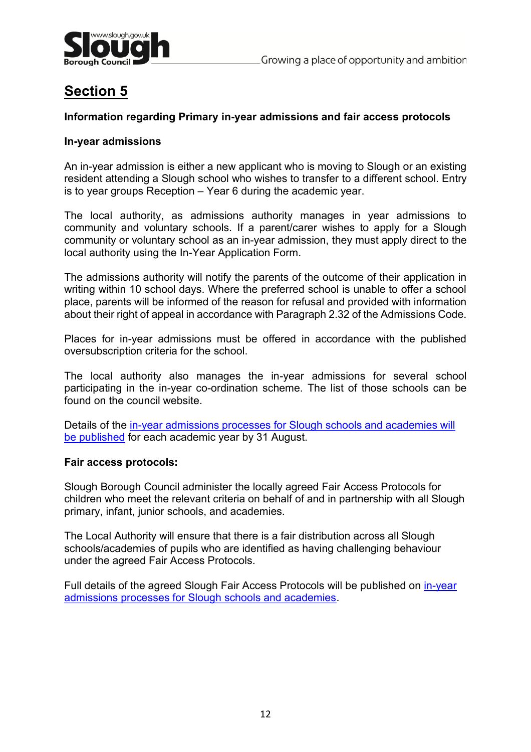# Section 5

**Information regarding Primary in-year admissions and fair access protocols**

**In-year admissions**

An in-year admission is either a new applicant who is moving to Slough or an existing resident attending a Slough school who wishes to transfer to a different school. Entry is to year groups Reception – Year 6 during the academic year.

The local authority, as admissions authority manages in year admissions to community and voluntary schools. If a parent/carer wishes to apply for a Slough community or voluntary school as an in-year admission, they must apply direct to the local authority using the In-Year Application Form.

The admissions authority will notify the parents of the outcome of their application in writing within 10 school days. Where the preferred school is unable to offer a school place, parents will be informed of the reason for refusal and provided with information about their right of appeal in accordance with Paragraph 2.32 of the Admissions Code.

Places for in-year admissions must be offered in accordance with the published oversubscription criteria for the school.

The local authority also manages the in-year admissions for several school participating in the in-year co-ordination scheme. The list of those schools can be found on the council website.

Details of the in-year admissions processes for Slough schools and academies will be published for each academic year by 31 August.

**Fair access protocols:**

Slough Borough Council administer the locally agreed Fair Access Protocols for children who meet the relevant criteria on behalf of and in partnership with all Slough primary, infant, junior schools, and academies.

The Local Authority will ensure that there is a fair distribution across all Slough schools/academies of pupils who are identified as having challenging behaviour under the agreed Fair Access Protocols.

Full details of the agreed Slough Fair Access Protocols will be published on in-year admissions processes for Slough schools and academies.